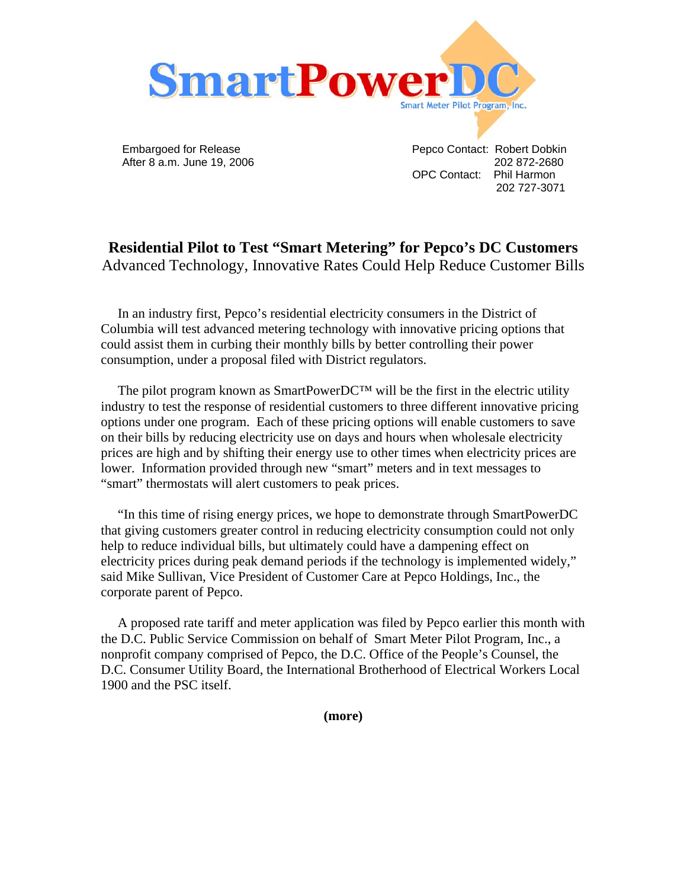# SmartPowerDC

Smart Meter Pilot Program, Inc.

Embargoed for Release
After 8 a.m. June 19, 2006

Pepco Contact: Robert Dobkin
202 872-2680
OPC Contact: Phil Harmon
202 727-3071

## Residential Pilot to Test "Smart Metering" for Pepco's DC Customers

Advanced Technology, Innovative Rates Could Help Reduce Customer Bills

In an industry first, Pepco's residential electricity consumers in the District of Columbia will test advanced metering technology with innovative pricing options that could assist them in curbing their monthly bills by better controlling their power consumption, under a proposal filed with District regulators.

The pilot program known as SmartPowerDC™ will be the first in the electric utility industry to test the response of residential customers to three different innovative pricing options under one program. Each of these pricing options will enable customers to save on their bills by reducing electricity use on days and hours when wholesale electricity prices are high and by shifting their energy use to other times when electricity prices are lower. Information provided through new "smart" meters and in text messages to "smart" thermostats will alert customers to peak prices.

"In this time of rising energy prices, we hope to demonstrate through SmartPowerDC that giving customers greater control in reducing electricity consumption could not only help to reduce individual bills, but ultimately could have a dampening effect on electricity prices during peak demand periods if the technology is implemented widely," said Mike Sullivan, Vice President of Customer Care at Pepco Holdings, Inc., the corporate parent of Pepco.

A proposed rate tariff and meter application was filed by Pepco earlier this month with the D.C. Public Service Commission on behalf of Smart Meter Pilot Program, Inc., a nonprofit company comprised of Pepco, the D.C. Office of the People's Counsel, the D.C. Consumer Utility Board, the International Brotherhood of Electrical Workers Local 1900 and the PSC itself.

**(more)**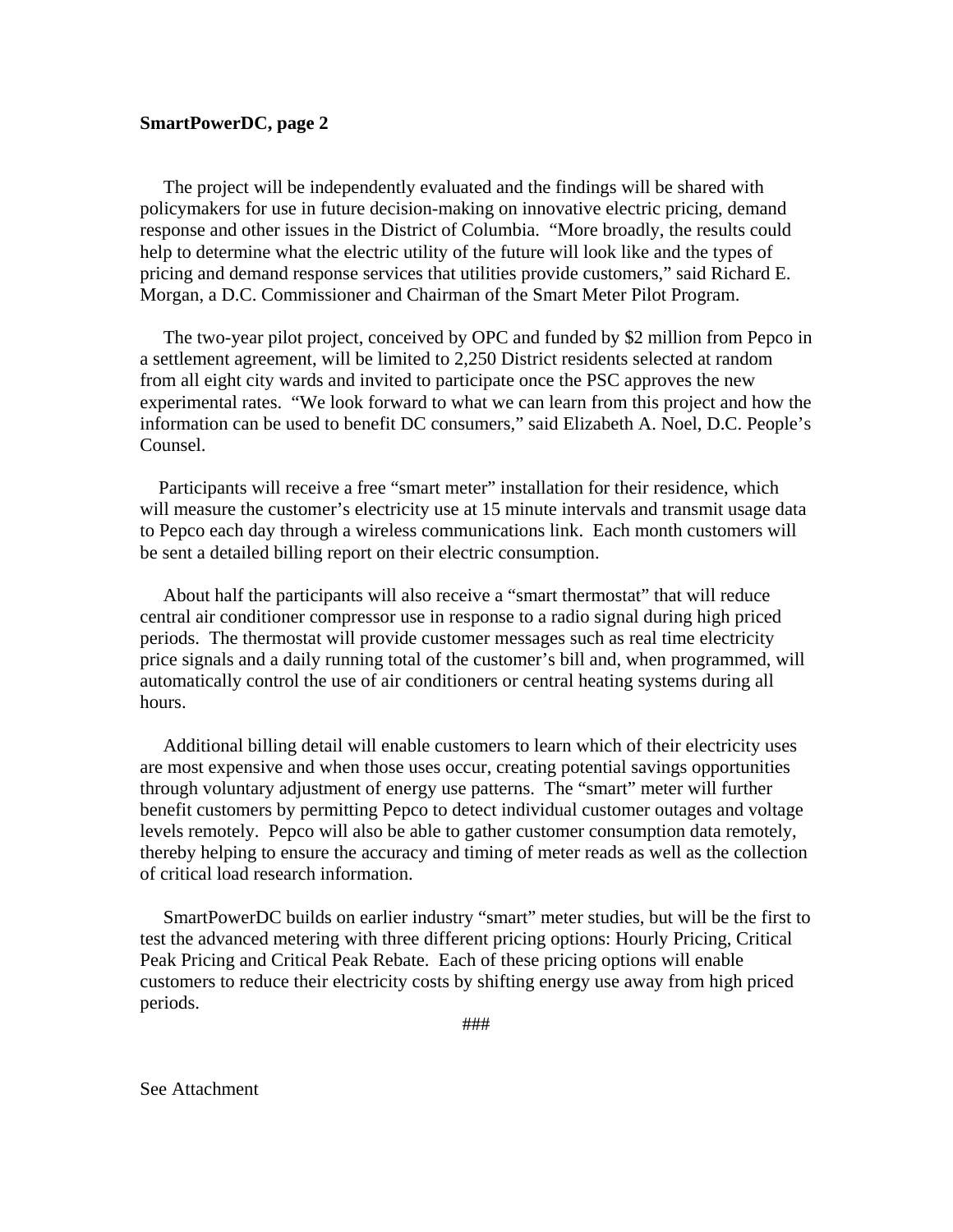The project will be independently evaluated and the findings will be shared with policymakers for use in future decision-making on innovative electric pricing, demand response and other issues in the District of Columbia. "More broadly, the results could help to determine what the electric utility of the future will look like and the types of pricing and demand response services that utilities provide customers," said Richard E. Morgan, a D.C. Commissioner and Chairman of the Smart Meter Pilot Program.

The two-year pilot project, conceived by OPC and funded by $2 million from Pepco in a settlement agreement, will be limited to 2,250 District residents selected at random from all eight city wards and invited to participate once the PSC approves the new experimental rates. "We look forward to what we can learn from this project and how the information can be used to benefit DC consumers," said Elizabeth A. Noel, D.C. People's Counsel.

Participants will receive a free "smart meter" installation for their residence, which will measure the customer's electricity use at 15 minute intervals and transmit usage data to Pepco each day through a wireless communications link. Each month customers will be sent a detailed billing report on their electric consumption.

About half the participants will also receive a "smart thermostat" that will reduce central air conditioner compressor use in response to a radio signal during high priced periods. The thermostat will provide customer messages such as real time electricity price signals and a daily running total of the customer's bill and, when programmed, will automatically control the use of air conditioners or central heating systems during all hours.

Additional billing detail will enable customers to learn which of their electricity uses are most expensive and when those uses occur, creating potential savings opportunities through voluntary adjustment of energy use patterns. The "smart" meter will further benefit customers by permitting Pepco to detect individual customer outages and voltage levels remotely. Pepco will also be able to gather customer consumption data remotely, thereby helping to ensure the accuracy and timing of meter reads as well as the collection of critical load research information.

SmartPowerDC builds on earlier industry "smart" meter studies, but will be the first to test the advanced metering with three different pricing options: Hourly Pricing, Critical Peak Pricing and Critical Peak Rebate. Each of these pricing options will enable customers to reduce their electricity costs by shifting energy use away from high priced periods.

###

See Attachment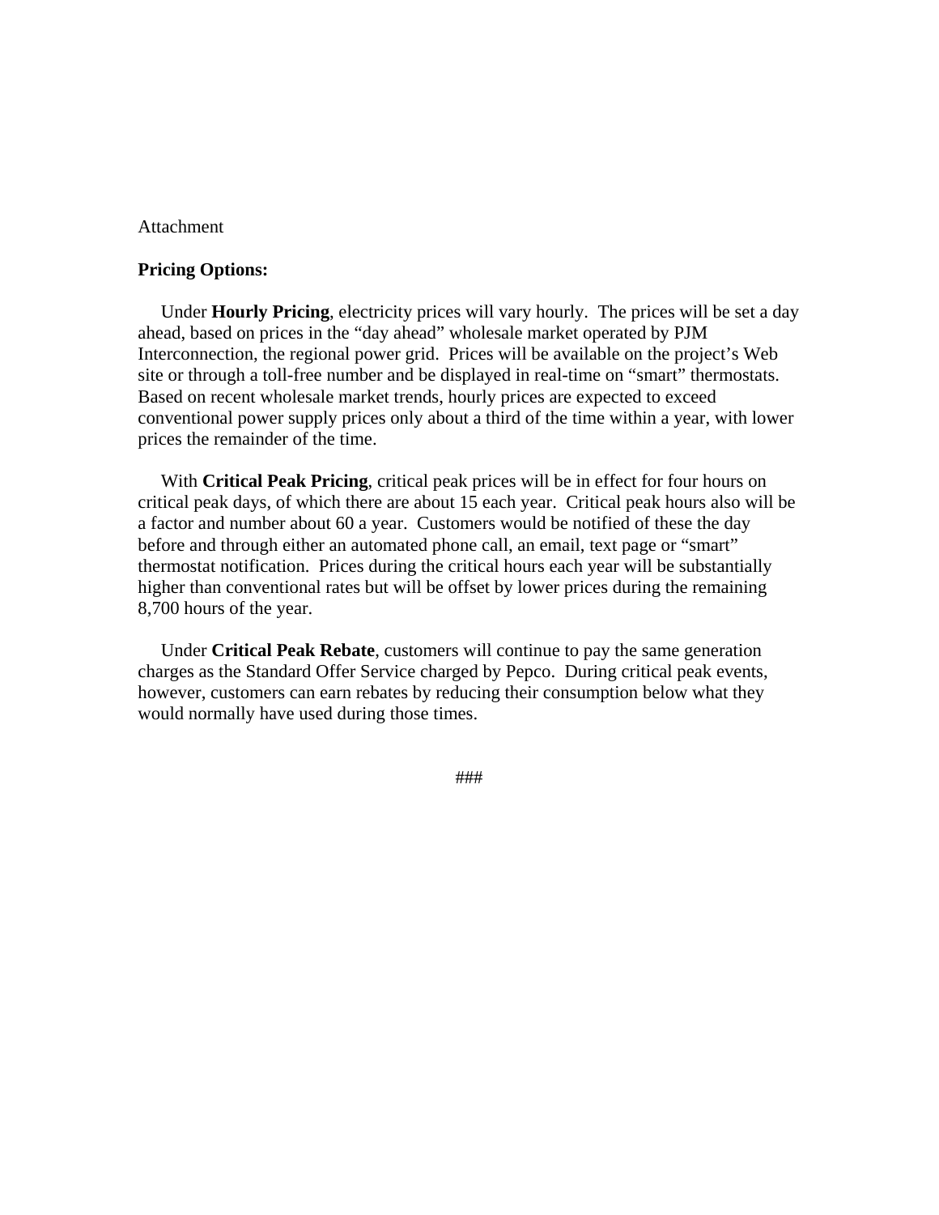Attachment

**Pricing Options:**

Under **Hourly Pricing**, electricity prices will vary hourly. The prices will be set a day ahead, based on prices in the "day ahead" wholesale market operated by PJM Interconnection, the regional power grid. Prices will be available on the project's Web site or through a toll-free number and be displayed in real-time on "smart" thermostats. Based on recent wholesale market trends, hourly prices are expected to exceed conventional power supply prices only about a third of the time within a year, with lower prices the remainder of the time.

With **Critical Peak Pricing**, critical peak prices will be in effect for four hours on critical peak days, of which there are about 15 each year. Critical peak hours also will be a factor and number about 60 a year. Customers would be notified of these the day before and through either an automated phone call, an email, text page or "smart" thermostat notification. Prices during the critical hours each year will be substantially higher than conventional rates but will be offset by lower prices during the remaining 8,700 hours of the year.

Under **Critical Peak Rebate**, customers will continue to pay the same generation charges as the Standard Offer Service charged by Pepco. During critical peak events, however, customers can earn rebates by reducing their consumption below what they would normally have used during those times.

###